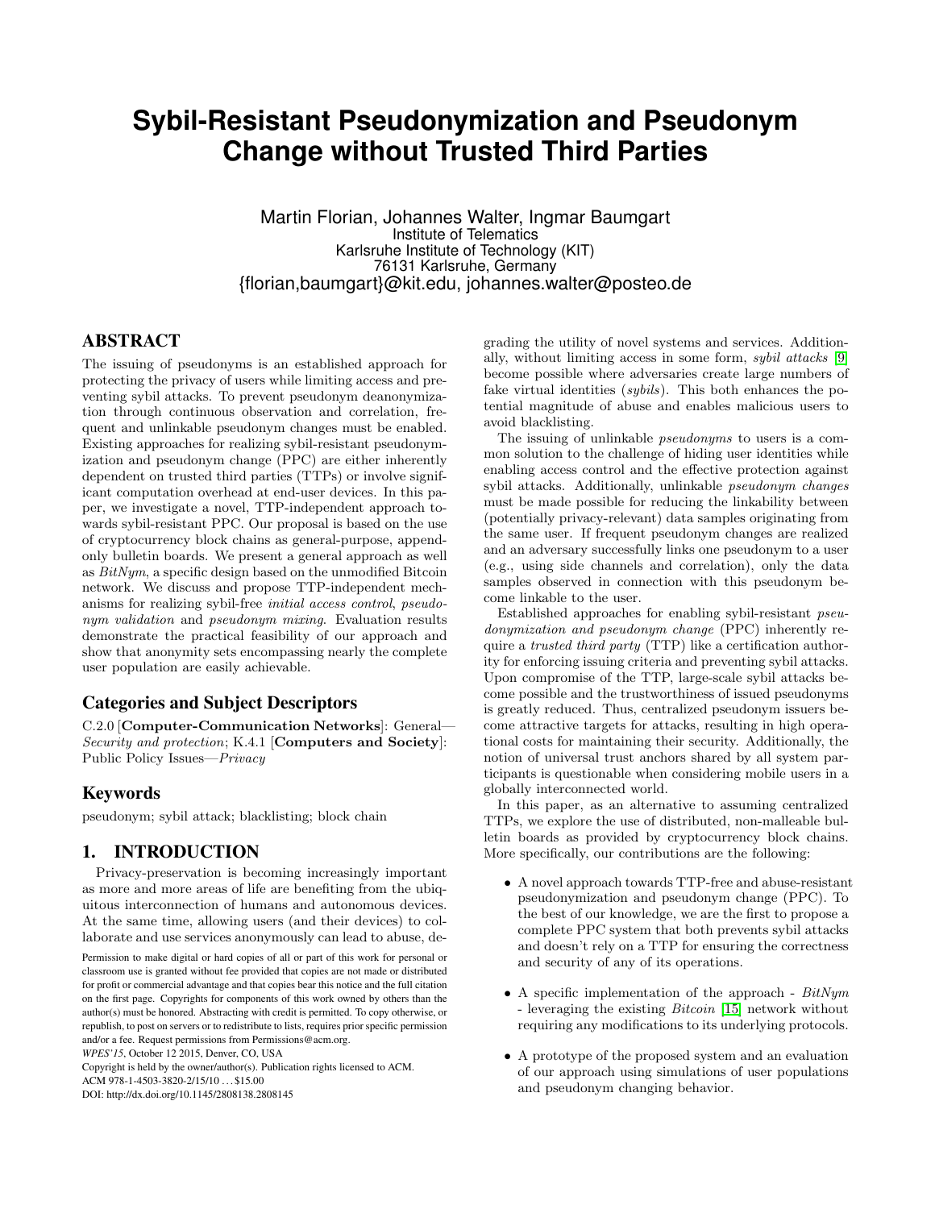# Sybil-Resistant Pseudonymization and Pseudonym Change without Trusted Third Parties

Martin Florian, Johannes Walter, Ingmar Baumgart
Institute of Telematics
Karlsruhe Institute of Technology (KIT)
76131 Karlsruhe, Germany
{florian,baumgart}@kit.edu, johannes.walter@posteo.de

## ABSTRACT

The issuing of pseudonyms is an established approach for protecting the privacy of users while limiting access and preventing sybil attacks. To prevent pseudonym deanonymization through continuous observation and correlation, frequent and unlinkable pseudonym changes must be enabled. Existing approaches for realizing sybil-resistant pseudonymization and pseudonym change (PPC) are either inherently dependent on trusted third parties (TTPs) or involve significant computation overhead at end-user devices. In this paper, we investigate a novel, TTP-independent approach towards sybil-resistant PPC. Our proposal is based on the use of cryptocurrency block chains as general-purpose, append-only bulletin boards. We present a general approach as well as *BitNym*, a specific design based on the unmodified Bitcoin network. We discuss and propose TTP-independent mechanisms for realizing sybil-free *initial access control*, *pseudonym validation* and *pseudonym mixing*. Evaluation results demonstrate the practical feasibility of our approach and show that anonymity sets encompassing nearly the complete user population are easily achievable.

### Categories and Subject Descriptors

C.2.0 [**Computer-Communication Networks**]: General—*Security and protection*; K.4.1 [**Computers and Society**]: Public Policy Issues—*Privacy*

### Keywords

pseudonym; sybil attack; blacklisting; block chain

## 1. INTRODUCTION

Privacy-preservation is becoming increasingly important as more and more areas of life are benefiting from the ubiquitous interconnection of humans and autonomous devices. At the same time, allowing users (and their devices) to collaborate and use services anonymously can lead to abuse, degrading the utility of novel systems and services. Additionally, without limiting access in some form, *sybil attacks* [9] become possible where adversaries create large numbers of fake virtual identities (*sybils*). This both enhances the potential magnitude of abuse and enables malicious users to avoid blacklisting.

The issuing of unlinkable *pseudonyms* to users is a common solution to the challenge of hiding user identities while enabling access control and the effective protection against sybil attacks. Additionally, unlinkable *pseudonym changes* must be made possible for reducing the linkability between (potentially privacy-relevant) data samples originating from the same user. If frequent pseudonym changes are realized and an adversary successfully links one pseudonym to a user (e.g., using side channels and correlation), only the data samples observed in connection with this pseudonym become linkable to the user.

Established approaches for enabling sybil-resistant *pseudonymization and pseudonym change* (PPC) inherently require a *trusted third party* (TTP) like a certification authority for enforcing issuing criteria and preventing sybil attacks. Upon compromise of the TTP, large-scale sybil attacks become possible and the trustworthiness of issued pseudonyms is greatly reduced. Thus, centralized pseudonym issuers become attractive targets for attacks, resulting in high operational costs for maintaining their security. Additionally, the notion of universal trust anchors shared by all system participants is questionable when considering mobile users in a globally interconnected world.

In this paper, as an alternative to assuming centralized TTPs, we explore the use of distributed, non-malleable bulletin boards as provided by cryptocurrency block chains. More specifically, our contributions are the following:

- A novel approach towards TTP-free and abuse-resistant pseudonymization and pseudonym change (PPC). To the best of our knowledge, we are the first to propose a complete PPC system that both prevents sybil attacks and doesn't rely on a TTP for ensuring the correctness and security of any of its operations.
- A specific implementation of the approach - *BitNym* - leveraging the existing *Bitcoin* [15] network without requiring any modifications to its underlying protocols.
- A prototype of the proposed system and an evaluation of our approach using simulations of user populations and pseudonym changing behavior.

Permission to make digital or hard copies of all or part of this work for personal or classroom use is granted without fee provided that copies are not made or distributed for profit or commercial advantage and that copies bear this notice and the full citation on the first page. Copyrights for components of this work owned by others than the author(s) must be honored. Abstracting with credit is permitted. To copy otherwise, or republish, to post on servers or to redistribute to lists, requires prior specific permission and/or a fee. Request permissions from Permissions@acm.org.
*WPES'15*, October 12 2015, Denver, CO, USA
Copyright is held by the owner/author(s). Publication rights licensed to ACM.
ACM 978-1-4503-3820-2/15/10 ...$15.00
DOI: http://dx.doi.org/10.1145/2808138.2808145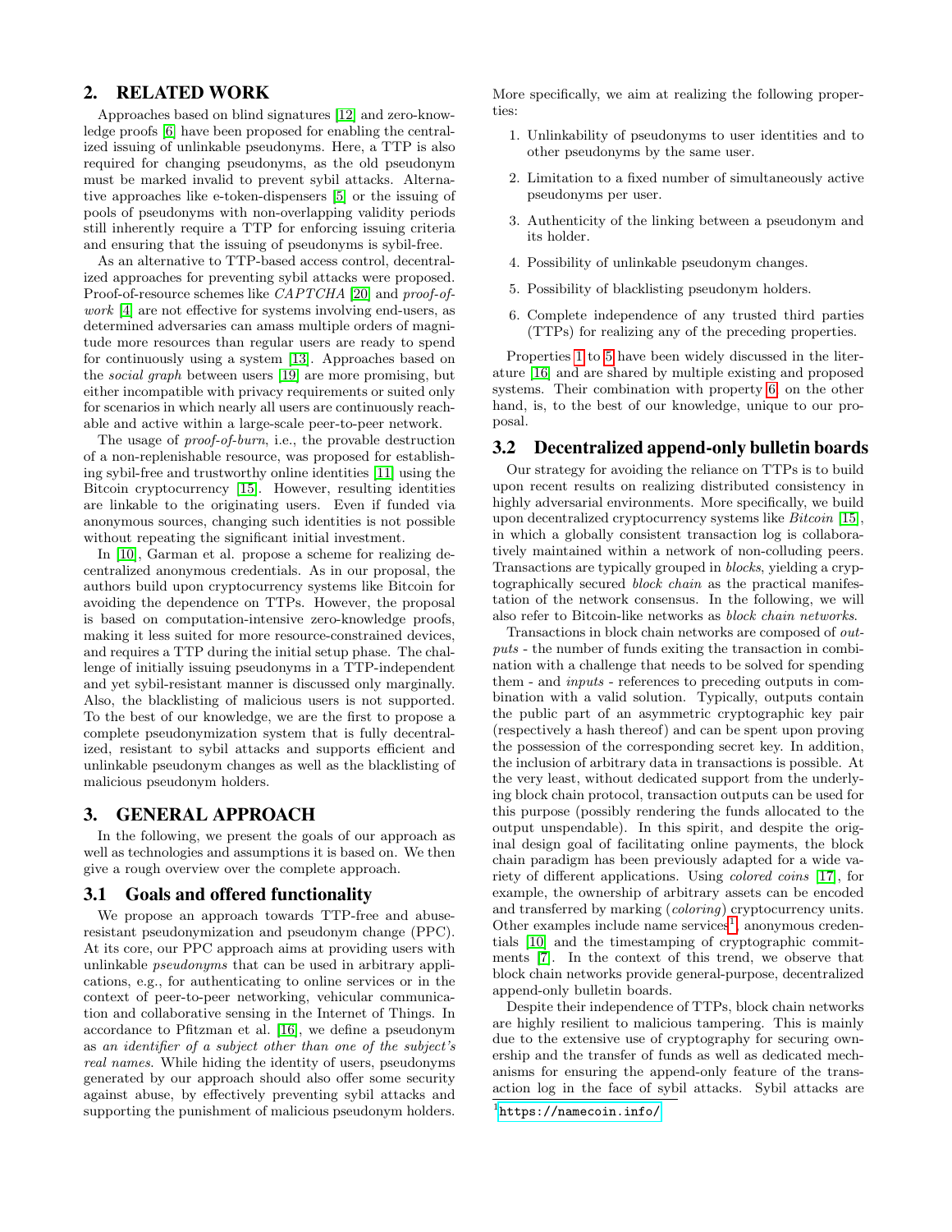## 2. RELATED WORK

Approaches based on blind signatures [12] and zero-knowledge proofs [6] have been proposed for enabling the centralized issuing of unlinkable pseudonyms. Here, a TTP is also required for changing pseudonyms, as the old pseudonym must be marked invalid to prevent sybil attacks. Alternative approaches like e-token-dispensers [5] or the issuing of pools of pseudonyms with non-overlapping validity periods still inherently require a TTP for enforcing issuing criteria and ensuring that the issuing of pseudonyms is sybil-free.

As an alternative to TTP-based access control, decentralized approaches for preventing sybil attacks were proposed. Proof-of-resource schemes like *CAPTCHA* [20] and *proof-of-work* [4] are not effective for systems involving end-users, as determined adversaries can amass multiple orders of magnitude more resources than regular users are ready to spend for continuously using a system [13]. Approaches based on the *social graph* between users [19] are more promising, but either incompatible with privacy requirements or suited only for scenarios in which nearly all users are continuously reachable and active within a large-scale peer-to-peer network.

The usage of *proof-of-burn*, i.e., the provable destruction of a non-replenishable resource, was proposed for establishing sybil-free and trustworthy online identities [11] using the Bitcoin cryptocurrency [15]. However, resulting identities are linkable to the originating users. Even if funded via anonymous sources, changing such identities is not possible without repeating the significant initial investment.

In [10], Garman et al. propose a scheme for realizing decentralized anonymous credentials. As in our proposal, the authors build upon cryptocurrency systems like Bitcoin for avoiding the dependence on TTPs. However, the proposal is based on computation-intensive zero-knowledge proofs, making it less suited for more resource-constrained devices, and requires a TTP during the initial setup phase. The challenge of initially issuing pseudonyms in a TTP-independent and yet sybil-resistant manner is discussed only marginally. Also, the blacklisting of malicious users is not supported. To the best of our knowledge, we are the first to propose a complete pseudonymization system that is fully decentralized, resistant to sybil attacks and supports efficient and unlinkable pseudonym changes as well as the blacklisting of malicious pseudonym holders.

## 3. GENERAL APPROACH

In the following, we present the goals of our approach as well as technologies and assumptions it is based on. We then give a rough overview over the complete approach.

### 3.1 Goals and offered functionality

We propose an approach towards TTP-free and abuse-resistant pseudonymization and pseudonym change (PPC). At its core, our PPC approach aims at providing users with unlinkable *pseudonyms* that can be used in arbitrary applications, e.g., for authenticating to online services or in the context of peer-to-peer networking, vehicular communication and collaborative sensing in the Internet of Things. In accordance to Pfitzman et al. [16], we define a pseudonym as *an identifier of a subject other than one of the subject's real names.* While hiding the identity of users, pseudonyms generated by our approach should also offer some security against abuse, by effectively preventing sybil attacks and supporting the punishment of malicious pseudonym holders. More specifically, we aim at realizing the following properties:

1. Unlinkability of pseudonyms to user identities and to other pseudonyms by the same user.
2. Limitation to a fixed number of simultaneously active pseudonyms per user.
3. Authenticity of the linking between a pseudonym and its holder.
4. Possibility of unlinkable pseudonym changes.
5. Possibility of blacklisting pseudonym holders.
6. Complete independence of any trusted third parties (TTPs) for realizing any of the preceding properties.

Properties 1 to 5 have been widely discussed in the literature [16] and are shared by multiple existing and proposed systems. Their combination with property 6 on the other hand, is, to the best of our knowledge, unique to our proposal.

### 3.2 Decentralized append-only bulletin boards

Our strategy for avoiding the reliance on TTPs is to build upon recent results on realizing distributed consistency in highly adversarial environments. More specifically, we build upon decentralized cryptocurrency systems like *Bitcoin* [15], in which a globally consistent transaction log is collaboratively maintained within a network of non-colluding peers. Transactions are typically grouped in *blocks*, yielding a cryptographically secured *block chain* as the practical manifestation of the network consensus. In the following, we will also refer to Bitcoin-like networks as *block chain networks*.

Transactions in block chain networks are composed of *outputs* - the number of funds exiting the transaction in combination with a challenge that needs to be solved for spending them - and *inputs* - references to preceding outputs in combination with a valid solution. Typically, outputs contain the public part of an asymmetric cryptographic key pair (respectively a hash thereof) and can be spent upon proving the possession of the corresponding secret key. In addition, the inclusion of arbitrary data in transactions is possible. At the very least, without dedicated support from the underlying block chain protocol, transaction outputs can be used for this purpose (possibly rendering the funds allocated to the output unspendable). In this spirit, and despite the original design goal of facilitating online payments, the block chain paradigm has been previously adapted for a wide variety of different applications. Using *colored coins* [17], for example, the ownership of arbitrary assets can be encoded and transferred by marking (*coloring*) cryptocurrency units. Other examples include name services[1], anonymous credentials [10] and the timestamping of cryptographic commitments [7]. In the context of this trend, we observe that block chain networks provide general-purpose, decentralized append-only bulletin boards.

Despite their independence of TTPs, block chain networks are highly resilient to malicious tampering. This is mainly due to the extensive use of cryptography for securing ownership and the transfer of funds as well as dedicated mechanisms for ensuring the append-only feature of the transaction log in the face of sybil attacks. Sybil attacks are

[1] https://namecoin.info/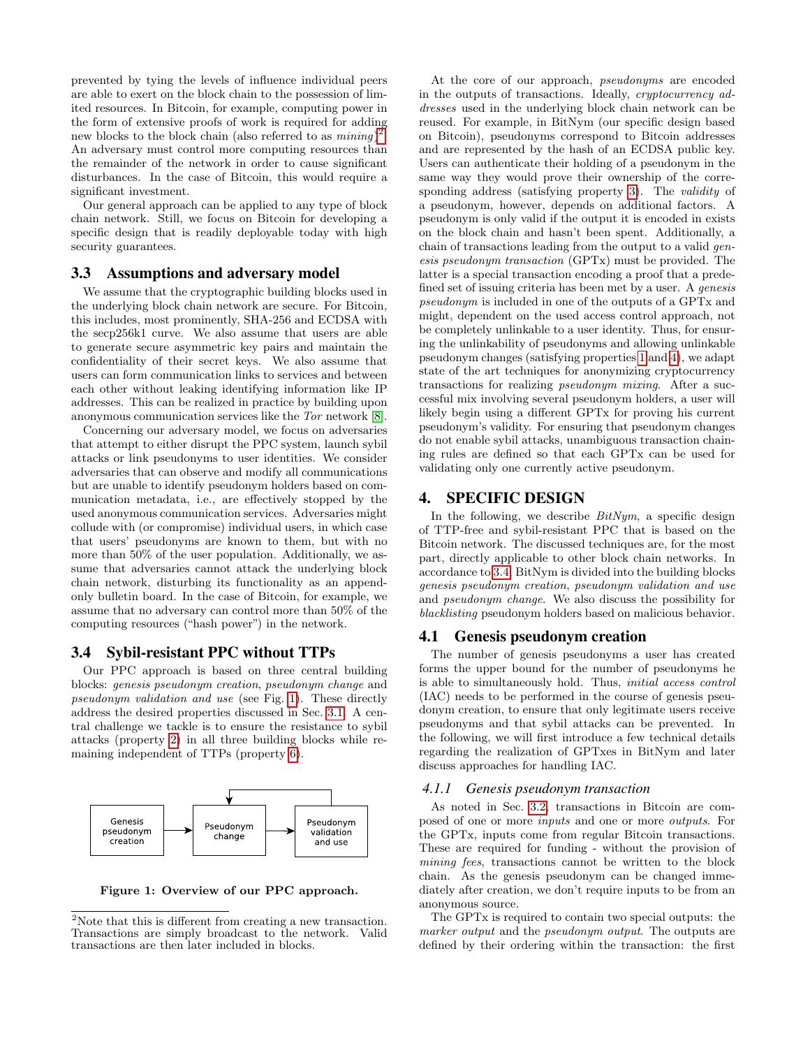prevented by tying the levels of influence individual peers are able to exert on the block chain to the possession of limited resources. In Bitcoin, for example, computing power in the form of extensive proofs of work is required for adding new blocks to the block chain (also referred to as *mining*)[2]. An adversary must control more computing resources than the remainder of the network in order to cause significant disturbances. In the case of Bitcoin, this would require a significant investment.

Our general approach can be applied to any type of block chain network. Still, we focus on Bitcoin for developing a specific design that is readily deployable today with high security guarantees.

## 3.3 Assumptions and adversary model

We assume that the cryptographic building blocks used in the underlying block chain network are secure. For Bitcoin, this includes, most prominently, SHA-256 and ECDSA with the secp256k1 curve. We also assume that users are able to generate secure asymmetric key pairs and maintain the confidentiality of their secret keys. We also assume that users can form communication links to services and between each other without leaking identifying information like IP addresses. This can be realized in practice by building upon anonymous communication services like the *Tor* network [8].

Concerning our adversary model, we focus on adversaries that attempt to either disrupt the PPC system, launch sybil attacks or link pseudonyms to user identities. We consider adversaries that can observe and modify all communications but are unable to identify pseudonym holders based on communication metadata, i.e., are effectively stopped by the used anonymous communication services. Adversaries might collude with (or compromise) individual users, in which case that users' pseudonyms are known to them, but with no more than 50% of the user population. Additionally, we assume that adversaries cannot attack the underlying block chain network, disturbing its functionality as an append-only bulletin board. In the case of Bitcoin, for example, we assume that no adversary can control more than 50% of the computing resources ("hash power") in the network.

## 3.4 Sybil-resistant PPC without TTPs

Our PPC approach is based on three central building blocks: *genesis pseudonym creation*, *pseudonym change* and *pseudonym validation and use* (see Fig. 1). These directly address the desired properties discussed in Sec. 3.1. A central challenge we tackle is to ensure the resistance to sybil attacks (property 2) in all three building blocks while remaining independent of TTPs (property 6).

Genesis pseudonym creation → Pseudonym change → Pseudonym validation and use

**Figure 1: Overview of our PPC approach.**

At the core of our approach, *pseudonyms* are encoded in the outputs of transactions. Ideally, *cryptocurrency addresses* used in the underlying block chain network can be reused. For example, in BitNym (our specific design based on Bitcoin), pseudonyms correspond to Bitcoin addresses and are represented by the hash of an ECDSA public key. Users can authenticate their holding of a pseudonym in the same way they would prove their ownership of the corresponding address (satisfying property 3). The *validity* of a pseudonym, however, depends on additional factors. A pseudonym is only valid if the output it is encoded in exists on the block chain and hasn't been spent. Additionally, a chain of transactions leading from the output to a valid *genesis pseudonym transaction* (GPTx) must be provided. The latter is a special transaction encoding a proof that a predefined set of issuing criteria has been met by a user. A *genesis pseudonym* is included in one of the outputs of a GPTx and might, dependent on the used access control approach, not be completely unlinkable to a user identity. Thus, for ensuring the unlinkability of pseudonyms and allowing unlinkable pseudonym changes (satisfying properties 1 and 4), we adapt state of the art techniques for anonymizing cryptocurrency transactions for realizing *pseudonym mixing*. After a successful mix involving several pseudonym holders, a user will likely begin using a different GPTx for proving his current pseudonym's validity. For ensuring that pseudonym changes do not enable sybil attacks, unambiguous transaction chaining rules are defined so that each GPTx can be used for validating only one currently active pseudonym.

# 4. SPECIFIC DESIGN

In the following, we describe *BitNym*, a specific design of TTP-free and sybil-resistant PPC that is based on the Bitcoin network. The discussed techniques are, for the most part, directly applicable to other block chain networks. In accordance to 3.4, BitNym is divided into the building blocks *genesis pseudonym creation*, *pseudonym validation and use* and *pseudonym change*. We also discuss the possibility for *blacklisting* pseudonym holders based on malicious behavior.

## 4.1 Genesis pseudonym creation

The number of genesis pseudonyms a user has created forms the upper bound for the number of pseudonyms he is able to simultaneously hold. Thus, *initial access control* (IAC) needs to be performed in the course of genesis pseudonym creation, to ensure that only legitimate users receive pseudonyms and that sybil attacks can be prevented. In the following, we will first introduce a few technical details regarding the realization of GPTxes in BitNym and later discuss approaches for handling IAC.

### *4.1.1 Genesis pseudonym transaction*

As noted in Sec. 3.2, transactions in Bitcoin are composed of one or more *inputs* and one or more *outputs*. For the GPTx, inputs come from regular Bitcoin transactions. These are required for funding - without the provision of *mining fees*, transactions cannot be written to the block chain. As the genesis pseudonym can be changed immediately after creation, we don't require inputs to be from an anonymous source.

The GPTx is required to contain two special outputs: the *marker output* and the *pseudonym output*. The outputs are defined by their ordering within the transaction: the first

---

[2] Note that this is different from creating a new transaction. Transactions are simply broadcast to the network. Valid transactions are then later included in blocks.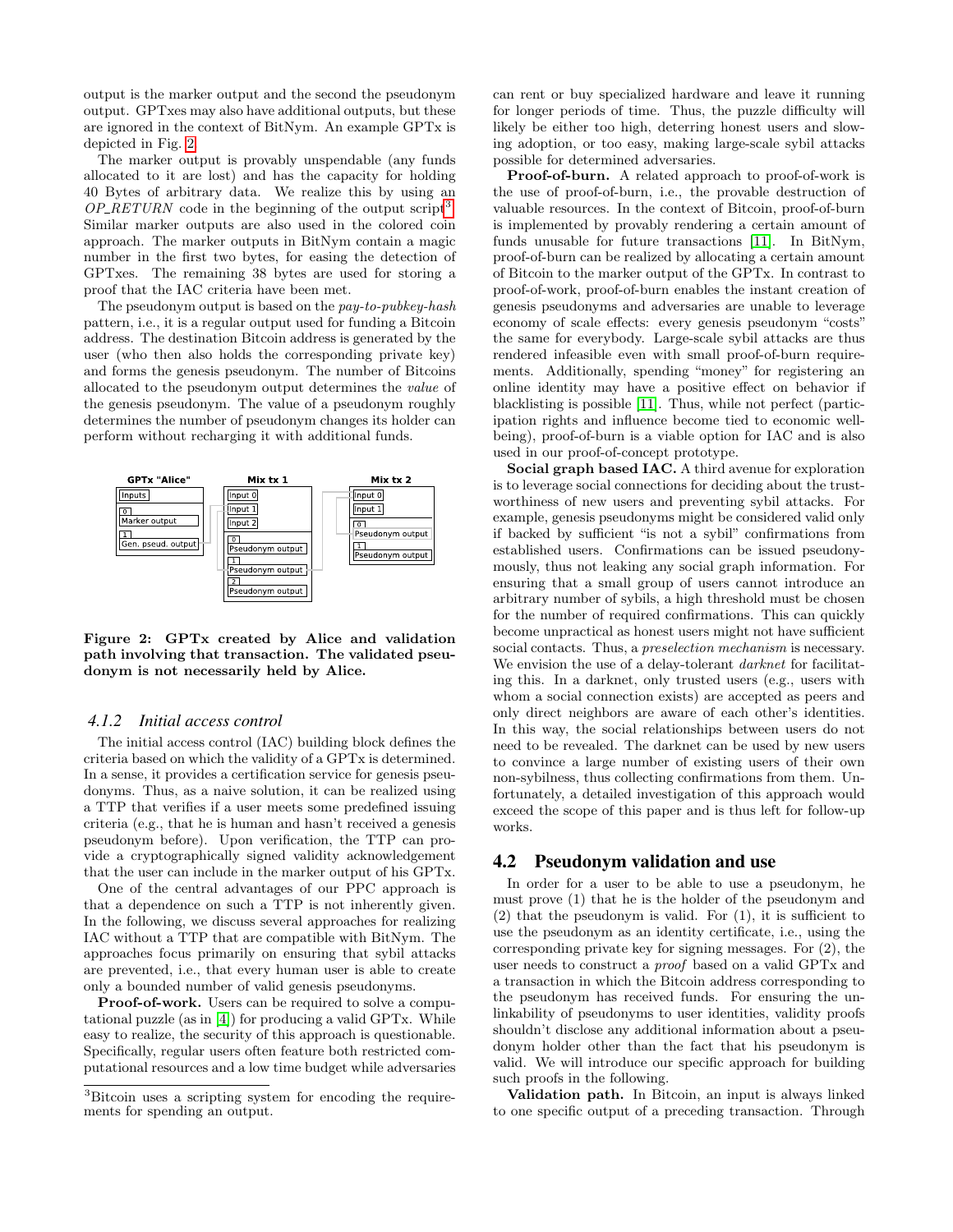output is the marker output and the second the pseudonym output. GPTxes may also have additional outputs, but these are ignored in the context of BitNym. An example GPTx is depicted in Fig. 2.

The marker output is provably unspendable (any funds allocated to it are lost) and has the capacity for holding 40 Bytes of arbitrary data. We realize this by using an *OP_RETURN* code in the beginning of the output script[3]. Similar marker outputs are also used in the colored coin approach. The marker outputs in BitNym contain a magic number in the first two bytes, for easing the detection of GPTxes. The remaining 38 bytes are used for storing a proof that the IAC criteria have been met.

The pseudonym output is based on the *pay-to-pubkey-hash* pattern, i.e., it is a regular output used for funding a Bitcoin address. The destination Bitcoin address is generated by the user (who then also holds the corresponding private key) and forms the genesis pseudonym. The number of Bitcoins allocated to the pseudonym output determines the *value* of the genesis pseudonym. The value of a pseudonym roughly determines the number of pseudonym changes its holder can perform without recharging it with additional funds.

**Figure 2: GPTx created by Alice and validation path involving that transaction. The validated pseudonym is not necessarily held by Alice.**

### 4.1.2 Initial access control

The initial access control (IAC) building block defines the criteria based on which the validity of a GPTx is determined. In a sense, it provides a certification service for genesis pseudonyms. Thus, as a naive solution, it can be realized using a TTP that verifies if a user meets some predefined issuing criteria (e.g., that he is human and hasn't received a genesis pseudonym before). Upon verification, the TTP can provide a cryptographically signed validity acknowledgement that the user can include in the marker output of his GPTx.

One of the central advantages of our PPC approach is that a dependence on such a TTP is not inherently given. In the following, we discuss several approaches for realizing IAC without a TTP that are compatible with BitNym. The approaches focus primarily on ensuring that sybil attacks are prevented, i.e., that every human user is able to create only a bounded number of valid genesis pseudonyms.

**Proof-of-work.** Users can be required to solve a computational puzzle (as in [4]) for producing a valid GPTx. While easy to realize, the security of this approach is questionable. Specifically, regular users often feature both restricted computational resources and a low time budget while adversaries can rent or buy specialized hardware and leave it running for longer periods of time. Thus, the puzzle difficulty will likely be either too high, deterring honest users and slowing adoption, or too easy, making large-scale sybil attacks possible for determined adversaries.

**Proof-of-burn.** A related approach to proof-of-work is the use of proof-of-burn, i.e., the provable destruction of valuable resources. In the context of Bitcoin, proof-of-burn is implemented by provably rendering a certain amount of funds unusable for future transactions [11]. In BitNym, proof-of-burn can be realized by allocating a certain amount of Bitcoin to the marker output of the GPTx. In contrast to proof-of-work, proof-of-burn enables the instant creation of genesis pseudonyms and adversaries are unable to leverage economy of scale effects: every genesis pseudonym "costs" the same for everybody. Large-scale sybil attacks are thus rendered infeasible even with small proof-of-burn requirements. Additionally, spending "money" for registering an online identity may have a positive effect on behavior if blacklisting is possible [11]. Thus, while not perfect (participation rights and influence become tied to economic well-being), proof-of-burn is a viable option for IAC and is also used in our proof-of-concept prototype.

**Social graph based IAC.** A third avenue for exploration is to leverage social connections for deciding about the trustworthiness of new users and preventing sybil attacks. For example, genesis pseudonyms might be considered valid only if backed by sufficient "is not a sybil" confirmations from established users. Confirmations can be issued pseudonymously, thus not leaking any social graph information. For ensuring that a small group of users cannot introduce an arbitrary number of sybils, a high threshold must be chosen for the number of required confirmations. This can quickly become unpractical as honest users might not have sufficient social contacts. Thus, a *preselection mechanism* is necessary. We envision the use of a delay-tolerant *darknet* for facilitating this. In a darknet, only trusted users (e.g., users with whom a social connection exists) are accepted as peers and only direct neighbors are aware of each other's identities. In this way, the social relationships between users do not need to be revealed. The darknet can be used by new users to convince a large number of existing users of their own non-sybilness, thus collecting confirmations from them. Unfortunately, a detailed investigation of this approach would exceed the scope of this paper and is thus left for follow-up works.

## 4.2 Pseudonym validation and use

In order for a user to be able to use a pseudonym, he must prove (1) that he is the holder of the pseudonym and (2) that the pseudonym is valid. For (1), it is sufficient to use the pseudonym as an identity certificate, i.e., using the corresponding private key for signing messages. For (2), the user needs to construct a *proof* based on a valid GPTx and a transaction in which the Bitcoin address corresponding to the pseudonym has received funds. For ensuring the unlinkability of pseudonyms to user identities, validity proofs shouldn't disclose any additional information about a pseudonym holder other than the fact that his pseudonym is valid. We will introduce our specific approach for building such proofs in the following.

**Validation path.** In Bitcoin, an input is always linked to one specific output of a preceding transaction. Through

[3] Bitcoin uses a scripting system for encoding the requirements for spending an output.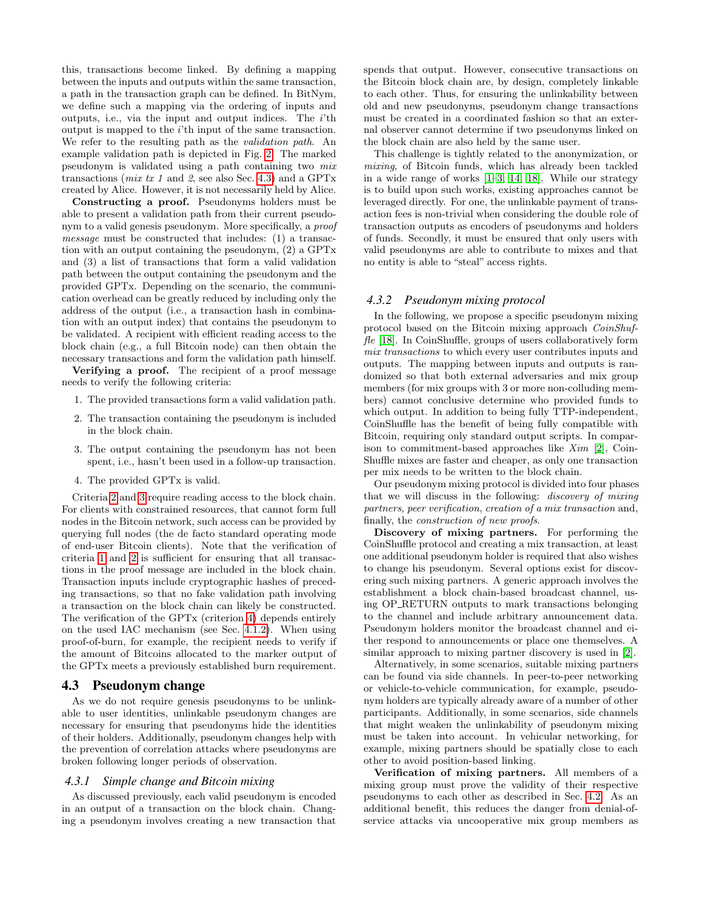this, transactions become linked. By defining a mapping between the inputs and outputs within the same transaction, a path in the transaction graph can be defined. In BitNym, we define such a mapping via the ordering of inputs and outputs, i.e., via the input and output indices. The $i$'th output is mapped to the $i$'th input of the same transaction. We refer to the resulting path as the *validation path*. An example validation path is depicted in Fig. 2. The marked pseudonym is validated using a path containing two *mix* transactions (*mix tx 1* and *2*, see also Sec. 4.3) and a GPTx created by Alice. However, it is not necessarily held by Alice.

**Constructing a proof.** Pseudonyms holders must be able to present a validation path from their current pseudonym to a valid genesis pseudonym. More specifically, a *proof message* must be constructed that includes: (1) a transaction with an output containing the pseudonym, (2) a GPTx and (3) a list of transactions that form a valid validation path between the output containing the pseudonym and the provided GPTx. Depending on the scenario, the communication overhead can be greatly reduced by including only the address of the output (i.e., a transaction hash in combination with an output index) that contains the pseudonym to be validated. A recipient with efficient reading access to the block chain (e.g., a full Bitcoin node) can then obtain the necessary transactions and form the validation path himself.

**Verifying a proof.** The recipient of a proof message needs to verify the following criteria:

1. The provided transactions form a valid validation path.
2. The transaction containing the pseudonym is included in the block chain.
3. The output containing the pseudonym has not been spent, i.e., hasn't been used in a follow-up transaction.
4. The provided GPTx is valid.

Criteria 2 and 3 require reading access to the block chain. For clients with constrained resources, that cannot form full nodes in the Bitcoin network, such access can be provided by querying full nodes (the de facto standard operating mode of end-user Bitcoin clients). Note that the verification of criteria 1 and 2 is sufficient for ensuring that all transactions in the proof message are included in the block chain. Transaction inputs include cryptographic hashes of preceding transactions, so that no fake validation path involving a transaction on the block chain can likely be constructed. The verification of the GPTx (criterion 4) depends entirely on the used IAC mechanism (see Sec. 4.1.2). When using proof-of-burn, for example, the recipient needs to verify if the amount of Bitcoins allocated to the marker output of the GPTx meets a previously established burn requirement.

## 4.3 Pseudonym change

As we do not require genesis pseudonyms to be unlinkable to user identities, unlinkable pseudonym changes are necessary for ensuring that pseudonyms hide the identities of their holders. Additionally, pseudonym changes help with the prevention of correlation attacks where pseudonyms are broken following longer periods of observation.

### 4.3.1 Simple change and Bitcoin mixing

As discussed previously, each valid pseudonym is encoded in an output of a transaction on the block chain. Changing a pseudonym involves creating a new transaction that spends that output. However, consecutive transactions on the Bitcoin block chain are, by design, completely linkable to each other. Thus, for ensuring the unlinkability between old and new pseudonyms, pseudonym change transactions must be created in a coordinated fashion so that an external observer cannot determine if two pseudonyms linked on the block chain are also held by the same user.

This challenge is tightly related to the anonymization, or *mixing*, of Bitcoin funds, which has already been tackled in a wide range of works [1–3, 14, 18]. While our strategy is to build upon such works, existing approaches cannot be leveraged directly. For one, the unlinkable payment of transaction fees is non-trivial when considering the double role of transaction outputs as encoders of pseudonyms and holders of funds. Secondly, it must be ensured that only users with valid pseudonyms are able to contribute to mixes and that no entity is able to "steal" access rights.

### 4.3.2 Pseudonym mixing protocol

In the following, we propose a specific pseudonym mixing protocol based on the Bitcoin mixing approach *CoinShuffle* [18]. In CoinShuffle, groups of users collaboratively form *mix transactions* to which every user contributes inputs and outputs. The mapping between inputs and outputs is randomized so that both external adversaries and mix group members (for mix groups with 3 or more non-colluding members) cannot conclusive determine who provided funds to which output. In addition to being fully TTP-independent, CoinShuffle has the benefit of being fully compatible with Bitcoin, requiring only standard output scripts. In comparison to commitment-based approaches like *Xim* [2], CoinShuffle mixes are faster and cheaper, as only one transaction per mix needs to be written to the block chain.

Our pseudonym mixing protocol is divided into four phases that we will discuss in the following: *discovery of mixing partners*, *peer verification*, *creation of a mix transaction* and, finally, the *construction of new proofs*.

**Discovery of mixing partners.** For performing the CoinShuffle protocol and creating a mix transaction, at least one additional pseudonym holder is required that also wishes to change his pseudonym. Several options exist for discovering such mixing partners. A generic approach involves the establishment a block chain-based broadcast channel, using OP_RETURN outputs to mark transactions belonging to the channel and include arbitrary announcement data. Pseudonym holders monitor the broadcast channel and either respond to announcements or place one themselves. A similar approach to mixing partner discovery is used in [2].

Alternatively, in some scenarios, suitable mixing partners can be found via side channels. In peer-to-peer networking or vehicle-to-vehicle communication, for example, pseudonym holders are typically already aware of a number of other participants. Additionally, in some scenarios, side channels that might weaken the unlinkability of pseudonym mixing must be taken into account. In vehicular networking, for example, mixing partners should be spatially close to each other to avoid position-based linking.

**Verification of mixing partners.** All members of a mixing group must prove the validity of their respective pseudonyms to each other as described in Sec. 4.2. As an additional benefit, this reduces the danger from denial-of-service attacks via uncooperative mix group members as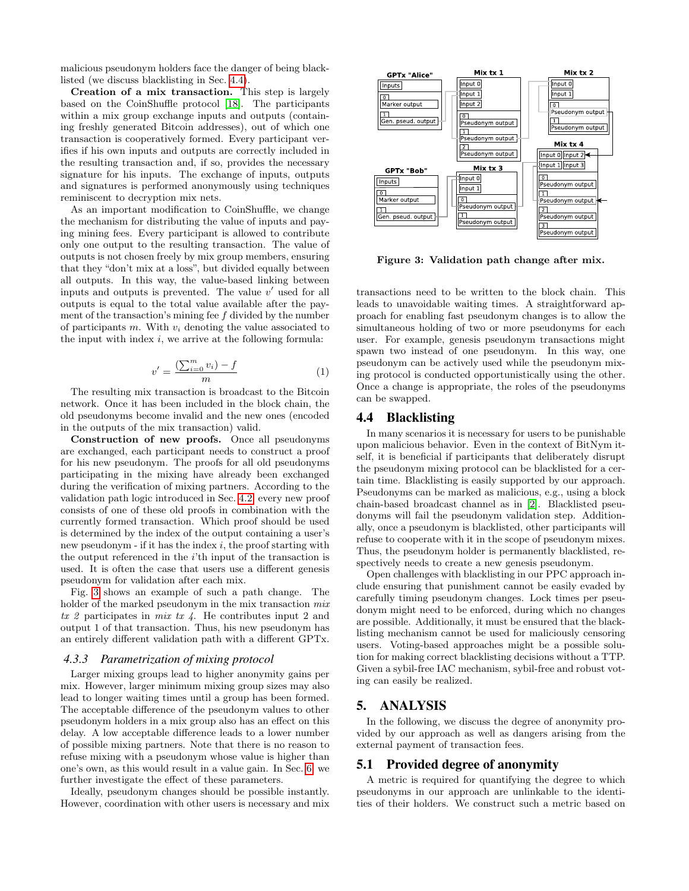malicious pseudonym holders face the danger of being blacklisted (we discuss blacklisting in Sec. 4.4).

**Creation of a mix transaction.** This step is largely based on the CoinShuffle protocol [18]. The participants within a mix group exchange inputs and outputs (containing freshly generated Bitcoin addresses), out of which one transaction is cooperatively formed. Every participant verifies if his own inputs and outputs are correctly included in the resulting transaction and, if so, provides the necessary signature for his inputs. The exchange of inputs, outputs and signatures is performed anonymously using techniques reminiscent to decryption mix nets.

As an important modification to CoinShuffle, we change the mechanism for distributing the value of inputs and paying mining fees. Every participant is allowed to contribute only one output to the resulting transaction. The value of outputs is not chosen freely by mix group members, ensuring that they "don't mix at a loss", but divided equally between all outputs. In this way, the value-based linking between inputs and outputs is prevented. The value $v'$ used for all outputs is equal to the total value available after the payment of the transaction's mining fee $f$ divided by the number of participants $m$. With $v_i$ denoting the value associated to the input with index $i$, we arrive at the following formula:

$$v' = \frac{(\sum_{i=0}^{m} v_i) - f}{m} \tag{1}$$

The resulting mix transaction is broadcast to the Bitcoin network. Once it has been included in the block chain, the old pseudonyms become invalid and the new ones (encoded in the outputs of the mix transaction) valid.

**Construction of new proofs.** Once all pseudonyms are exchanged, each participant needs to construct a proof for his new pseudonym. The proofs for all old pseudonyms participating in the mixing have already been exchanged during the verification of mixing partners. According to the validation path logic introduced in Sec. 4.2, every new proof consists of one of these old proofs in combination with the currently formed transaction. Which proof should be used is determined by the index of the output containing a user's new pseudonym - if it has the index $i$, the proof starting with the output referenced in the $i$'th input of the transaction is used. It is often the case that users use a different genesis pseudonym for validation after each mix.

Fig. 3 shows an example of such a path change. The holder of the marked pseudonym in the mix transaction *mix tx 2* participates in *mix tx 4*. He contributes input 2 and output 1 of that transaction. Thus, his new pseudonym has an entirely different validation path with a different GPTx.

### 4.3.3 Parametrization of mixing protocol

Larger mixing groups lead to higher anonymity gains per mix. However, larger minimum mixing group sizes may also lead to longer waiting times until a group has been formed. The acceptable difference of the pseudonym values to other pseudonym holders in a mix group also has an effect on this delay. A low acceptable difference leads to a lower number of possible mixing partners. Note that there is no reason to refuse mixing with a pseudonym whose value is higher than one's own, as this would result in a value gain. In Sec. 6, we further investigate the effect of these parameters.

Ideally, pseudonym changes should be possible instantly. However, coordination with other users is necessary and mix

Figure 3: Validation path change after mix.

transactions need to be written to the block chain. This leads to unavoidable waiting times. A straightforward approach for enabling fast pseudonym changes is to allow the simultaneous holding of two or more pseudonyms for each user. For example, genesis pseudonym transactions might spawn two instead of one pseudonym. In this way, one pseudonym can be actively used while the pseudonym mixing protocol is conducted opportunistically using the other. Once a change is appropriate, the roles of the pseudonyms can be swapped.

## 4.4 Blacklisting

In many scenarios it is necessary for users to be punishable upon malicious behavior. Even in the context of BitNym itself, it is beneficial if participants that deliberately disrupt the pseudonym mixing protocol can be blacklisted for a certain time. Blacklisting is easily supported by our approach. Pseudonyms can be marked as malicious, e.g., using a block chain-based broadcast channel as in [2]. Blacklisted pseudonyms will fail the pseudonym validation step. Additionally, once a pseudonym is blacklisted, other participants will refuse to cooperate with it in the scope of pseudonym mixes. Thus, the pseudonym holder is permanently blacklisted, respectively needs to create a new genesis pseudonym.

Open challenges with blacklisting in our PPC approach include ensuring that punishment cannot be easily evaded by carefully timing pseudonym changes. Lock times per pseudonym might need to be enforced, during which no changes are possible. Additionally, it must be ensured that the blacklisting mechanism cannot be used for maliciously censoring users. Voting-based approaches might be a possible solution for making correct blacklisting decisions without a TTP. Given a sybil-free IAC mechanism, sybil-free and robust voting can easily be realized.

# 5. ANALYSIS

In the following, we discuss the degree of anonymity provided by our approach as well as dangers arising from the external payment of transaction fees.

## 5.1 Provided degree of anonymity

A metric is required for quantifying the degree to which pseudonyms in our approach are unlinkable to the identities of their holders. We construct such a metric based on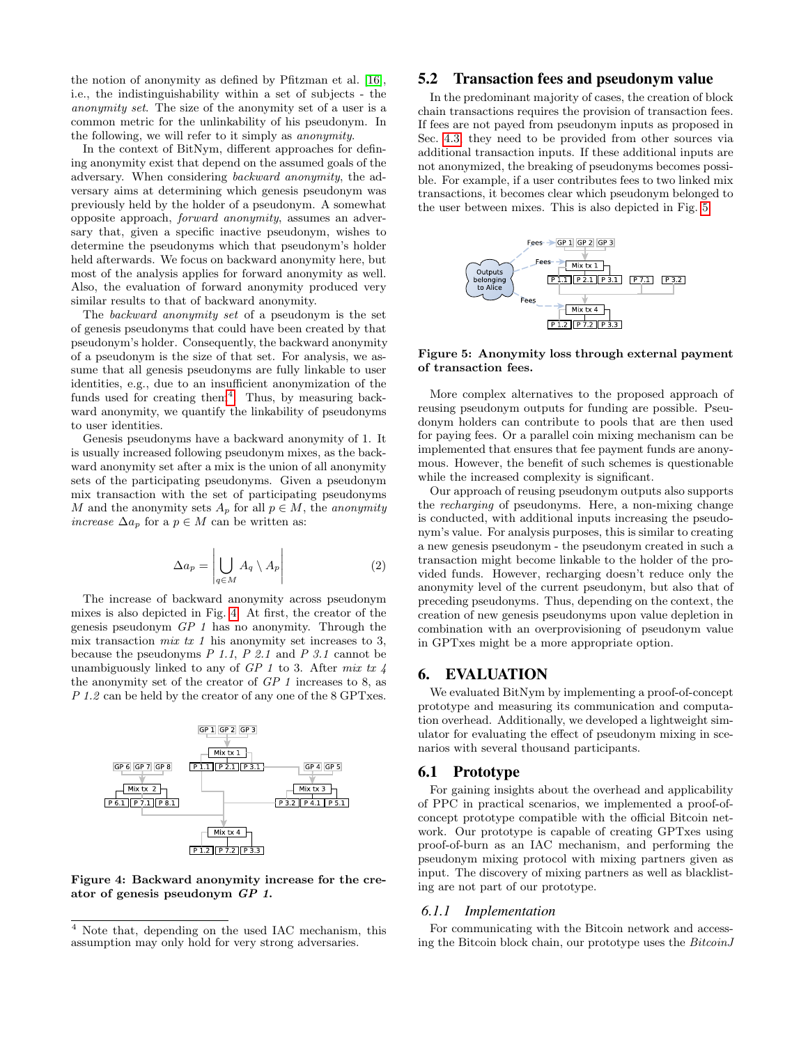the notion of anonymity as defined by Pfitzman et al. [16], i.e., the indistinguishability within a set of subjects - the *anonymity set*. The size of the anonymity set of a user is a common metric for the unlinkability of his pseudonym. In the following, we will refer to it simply as *anonymity*.

In the context of BitNym, different approaches for defining anonymity exist that depend on the assumed goals of the adversary. When considering *backward anonymity*, the adversary aims at determining which genesis pseudonym was previously held by the holder of a pseudonym. A somewhat opposite approach, *forward anonymity*, assumes an adversary that, given a specific inactive pseudonym, wishes to determine the pseudonyms which that pseudonym's holder held afterwards. We focus on backward anonymity here, but most of the analysis applies for forward anonymity as well. Also, the evaluation of forward anonymity produced very similar results to that of backward anonymity.

The *backward anonymity set* of a pseudonym is the set of genesis pseudonyms that could have been created by that pseudonym's holder. Consequently, the backward anonymity of a pseudonym is the size of that set. For analysis, we assume that all genesis pseudonyms are fully linkable to user identities, e.g., due to an insufficient anonymization of the funds used for creating them[4]. Thus, by measuring backward anonymity, we quantify the linkability of pseudonyms to user identities.

Genesis pseudonyms have a backward anonymity of 1. It is usually increased following pseudonym mixes, as the backward anonymity set after a mix is the union of all anonymity sets of the participating pseudonyms. Given a pseudonym mix transaction with the set of participating pseudonyms $M$ and the anonymity sets $A_p$ for all $p \in M$, the *anonymity increase* $\Delta a_p$ for a $p \in M$ can be written as:

$$\Delta a_p = \left| \bigcup_{q \in M} A_q \setminus A_p \right| \tag{2}$$

The increase of backward anonymity across pseudonym mixes is also depicted in Fig. 4. At first, the creator of the genesis pseudonym *GP 1* has no anonymity. Through the mix transaction *mix tx 1* his anonymity set increases to 3, because the pseudonyms *P 1.1*, *P 2.1* and *P 3.1* cannot be unambiguously linked to any of *GP 1* to 3. After *mix tx 4* the anonymity set of the creator of *GP 1* increases to 8, as *P 1.2* can be held by the creator of any one of the 8 GPTxes.

**Figure 4: Backward anonymity increase for the creator of genesis pseudonym *GP 1*.**

[4] Note that, depending on the used IAC mechanism, this assumption may only hold for very strong adversaries.

## 5.2 Transaction fees and pseudonym value

In the predominant majority of cases, the creation of block chain transactions requires the provision of transaction fees. If fees are not payed from pseudonym inputs as proposed in Sec. 4.3, they need to be provided from other sources via additional transaction inputs. If these additional inputs are not anonymized, the breaking of pseudonyms becomes possible. For example, if a user contributes fees to two linked mix transactions, it becomes clear which pseudonym belonged to the user between mixes. This is also depicted in Fig. 5.

**Figure 5: Anonymity loss through external payment of transaction fees.**

More complex alternatives to the proposed approach of reusing pseudonym outputs for funding are possible. Pseudonym holders can contribute to pools that are then used for paying fees. Or a parallel coin mixing mechanism can be implemented that ensures that fee payment funds are anonymous. However, the benefit of such schemes is questionable while the increased complexity is significant.

Our approach of reusing pseudonym outputs also supports the *recharging* of pseudonyms. Here, a non-mixing change is conducted, with additional inputs increasing the pseudonym's value. For analysis purposes, this is similar to creating a new genesis pseudonym - the pseudonym created in such a transaction might become linkable to the holder of the provided funds. However, recharging doesn't reduce only the anonymity level of the current pseudonym, but also that of preceding pseudonyms. Thus, depending on the context, the creation of new genesis pseudonyms upon value depletion in combination with an overprovisioning of pseudonym value in GPTxes might be a more appropriate option.

# 6. EVALUATION

We evaluated BitNym by implementing a proof-of-concept prototype and measuring its communication and computation overhead. Additionally, we developed a lightweight simulator for evaluating the effect of pseudonym mixing in scenarios with several thousand participants.

## 6.1 Prototype

For gaining insights about the overhead and applicability of PPC in practical scenarios, we implemented a proof-of-concept prototype compatible with the official Bitcoin network. Our prototype is capable of creating GPTxes using proof-of-burn as an IAC mechanism, and performing the pseudonym mixing protocol with mixing partners given as input. The discovery of mixing partners as well as blacklisting are not part of our prototype.

### 6.1.1 Implementation

For communicating with the Bitcoin network and accessing the Bitcoin block chain, our prototype uses the *BitcoinJ*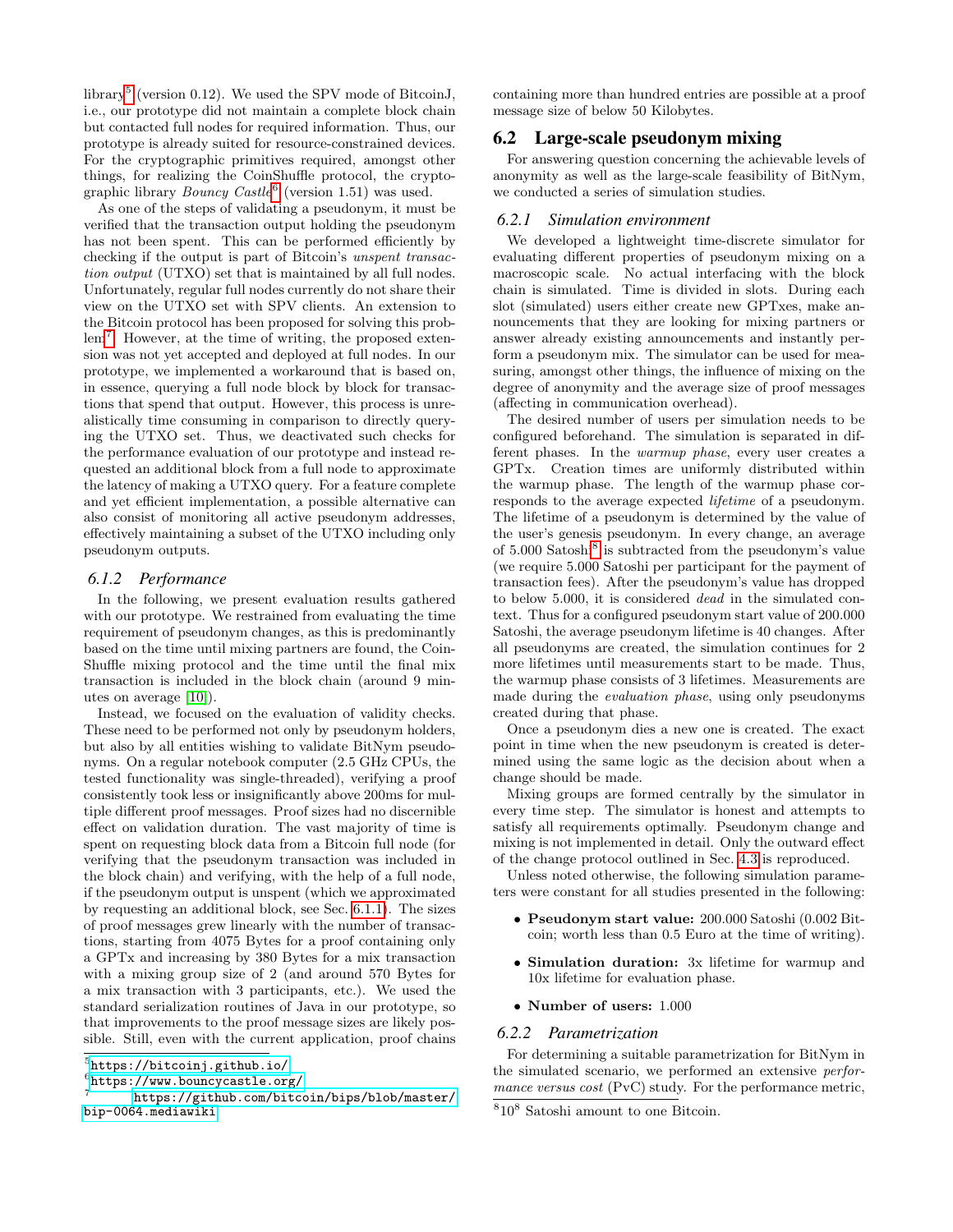library[5] (version 0.12). We used the SPV mode of BitcoinJ, i.e., our prototype did not maintain a complete block chain but contacted full nodes for required information. Thus, our prototype is already suited for resource-constrained devices. For the cryptographic primitives required, amongst other things, for realizing the CoinShuffle protocol, the cryptographic library *Bouncy Castle*[6] (version 1.51) was used.

As one of the steps of validating a pseudonym, it must be verified that the transaction output holding the pseudonym has not been spent. This can be performed efficiently by checking if the output is part of Bitcoin's *unspent transaction output* (UTXO) set that is maintained by all full nodes. Unfortunately, regular full nodes currently do not share their view on the UTXO set with SPV clients. An extension to the Bitcoin protocol has been proposed for solving this problem[7]. However, at the time of writing, the proposed extension was not yet accepted and deployed at full nodes. In our prototype, we implemented a workaround that is based on, in essence, querying a full node block by block for transactions that spend that output. However, this process is unrealistically time consuming in comparison to directly querying the UTXO set. Thus, we deactivated such checks for the performance evaluation of our prototype and instead requested an additional block from a full node to approximate the latency of making a UTXO query. For a feature complete and yet efficient implementation, a possible alternative can also consist of monitoring all active pseudonym addresses, effectively maintaining a subset of the UTXO including only pseudonym outputs.

### 6.1.2 Performance

In the following, we present evaluation results gathered with our prototype. We restrained from evaluating the time requirement of pseudonym changes, as this is predominantly based on the time until mixing partners are found, the CoinShuffle mixing protocol and the time until the final mix transaction is included in the block chain (around 9 minutes on average [10]).

Instead, we focused on the evaluation of validity checks. These need to be performed not only by pseudonym holders, but also by all entities wishing to validate BitNym pseudonyms. On a regular notebook computer (2.5 GHz CPUs, the tested functionality was single-threaded), verifying a proof consistently took less or insignificantly above 200ms for multiple different proof messages. Proof sizes had no discernible effect on validation duration. The vast majority of time is spent on requesting block data from a Bitcoin full node (for verifying that the pseudonym transaction was included in the block chain) and verifying, with the help of a full node, if the pseudonym output is unspent (which we approximated by requesting an additional block, see Sec. 6.1.1). The sizes of proof messages grew linearly with the number of transactions, starting from 4075 Bytes for a proof containing only a GPTx and increasing by 380 Bytes for a mix transaction with a mixing group size of 2 (and around 570 Bytes for a mix transaction with 3 participants, etc.). We used the standard serialization routines of Java in our prototype, so that improvements to the proof message sizes are likely possible. Still, even with the current application, proof chains containing more than hundred entries are possible at a proof message size of below 50 Kilobytes.

## 6.2 Large-scale pseudonym mixing

For answering question concerning the achievable levels of anonymity as well as the large-scale feasibility of BitNym, we conducted a series of simulation studies.

### 6.2.1 Simulation environment

We developed a lightweight time-discrete simulator for evaluating different properties of pseudonym mixing on a macroscopic scale. No actual interfacing with the block chain is simulated. Time is divided in slots. During each slot (simulated) users either create new GPTxes, make announcements that they are looking for mixing partners or answer already existing announcements and instantly perform a pseudonym mix. The simulator can be used for measuring, amongst other things, the influence of mixing on the degree of anonymity and the average size of proof messages (affecting in communication overhead).

The desired number of users per simulation needs to be configured beforehand. The simulation is separated in different phases. In the *warmup phase*, every user creates a GPTx. Creation times are uniformly distributed within the warmup phase. The length of the warmup phase corresponds to the average expected *lifetime* of a pseudonym. The lifetime of a pseudonym is determined by the value of the user's genesis pseudonym. In every change, an average of 5.000 Satoshi[8] is subtracted from the pseudonym's value (we require 5.000 Satoshi per participant for the payment of transaction fees). After the pseudonym's value has dropped to below 5.000, it is considered *dead* in the simulated context. Thus for a configured pseudonym start value of 200.000 Satoshi, the average pseudonym lifetime is 40 changes. After all pseudonyms are created, the simulation continues for 2 more lifetimes until measurements start to be made. Thus, the warmup phase consists of 3 lifetimes. Measurements are made during the *evaluation phase*, using only pseudonyms created during that phase.

Once a pseudonym dies a new one is created. The exact point in time when the new pseudonym is created is determined using the same logic as the decision about when a change should be made.

Mixing groups are formed centrally by the simulator in every time step. The simulator is honest and attempts to satisfy all requirements optimally. Pseudonym change and mixing is not implemented in detail. Only the outward effect of the change protocol outlined in Sec. 4.3 is reproduced.

Unless noted otherwise, the following simulation parameters were constant for all studies presented in the following:

- **Pseudonym start value:** 200.000 Satoshi (0.002 Bitcoin; worth less than 0.5 Euro at the time of writing).
- **Simulation duration:** 3x lifetime for warmup and 10x lifetime for evaluation phase.
- **Number of users:** 1.000

### 6.2.2 Parametrization

For determining a suitable parametrization for BitNym in the simulated scenario, we performed an extensive *performance versus cost* (PvC) study. For the performance metric,

[5] https://bitcoinj.github.io/

[6] https://www.bouncycastle.org/

[7] https://github.com/bitcoin/bips/blob/master/bip-0064.mediawiki

[8] $10^8$ Satoshi amount to one Bitcoin.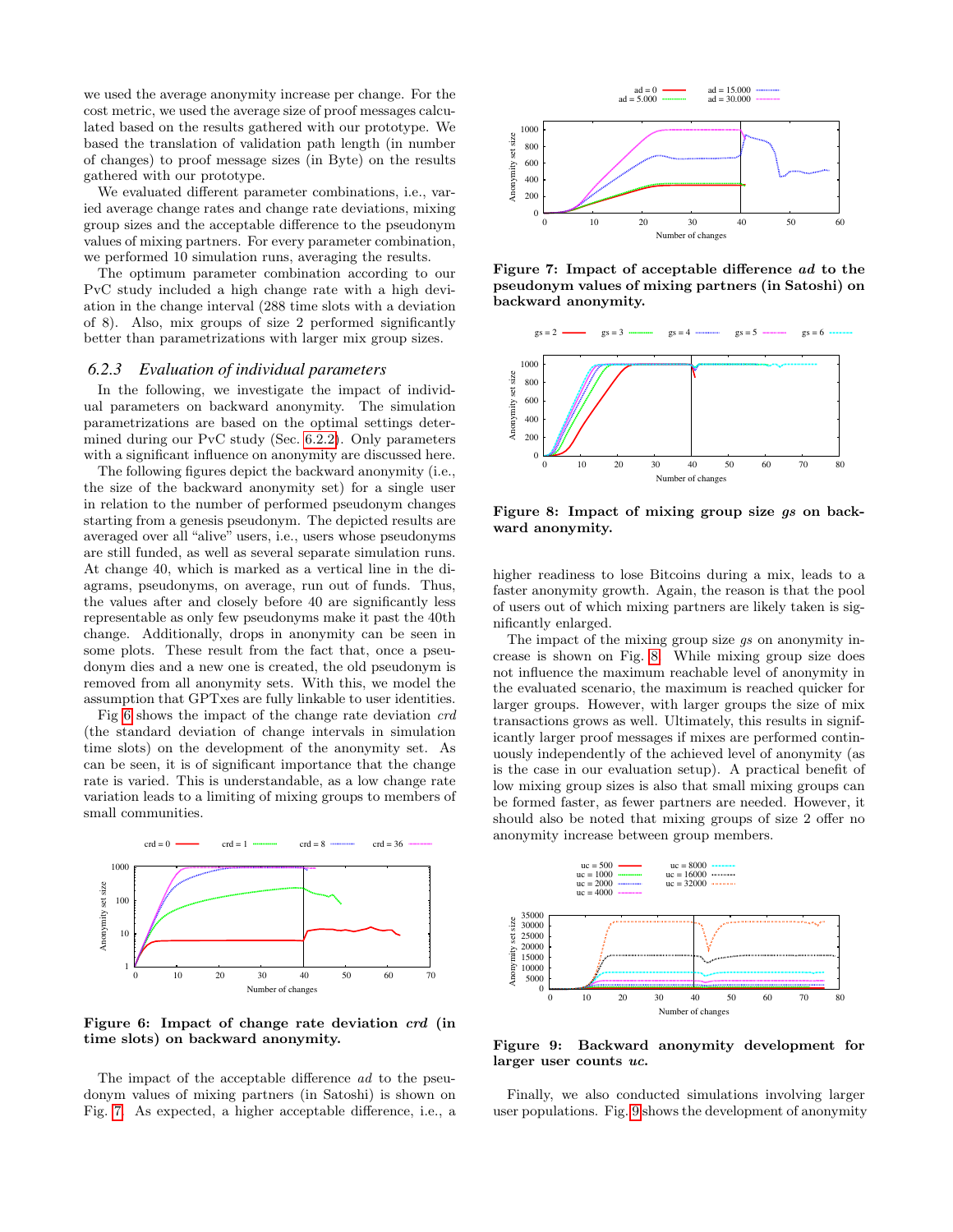we used the average anonymity increase per change. For the cost metric, we used the average size of proof messages calculated based on the results gathered with our prototype. We based the translation of validation path length (in number of changes) to proof message sizes (in Byte) on the results gathered with our prototype.

We evaluated different parameter combinations, i.e., varied average change rates and change rate deviations, mixing group sizes and the acceptable difference to the pseudonym values of mixing partners. For every parameter combination, we performed 10 simulation runs, averaging the results.

The optimum parameter combination according to our PvC study included a high change rate with a high deviation in the change interval (288 time slots with a deviation of 8). Also, mix groups of size 2 performed significantly better than parametrizations with larger mix group sizes.

### 6.2.3 Evaluation of individual parameters

In the following, we investigate the impact of individual parameters on backward anonymity. The simulation parametrizations are based on the optimal settings determined during our PvC study (Sec. 6.2.2). Only parameters with a significant influence on anonymity are discussed here.

The following figures depict the backward anonymity (i.e., the size of the backward anonymity set) for a single user in relation to the number of performed pseudonym changes starting from a genesis pseudonym. The depicted results are averaged over all "alive" users, i.e., users whose pseudonyms are still funded, as well as several separate simulation runs. At change 40, which is marked as a vertical line in the diagrams, pseudonyms, on average, run out of funds. Thus, the values after and closely before 40 are significantly less representable as only few pseudonyms make it past the 40th change. Additionally, drops in anonymity can be seen in some plots. These result from the fact that, once a pseudonym dies and a new one is created, the old pseudonym is removed from all anonymity sets. With this, we model the assumption that GPTxes are fully linkable to user identities.

Fig 6 shows the impact of the change rate deviation *crd* (the standard deviation of change intervals in simulation time slots) on the development of the anonymity set. As can be seen, it is of significant importance that the change rate is varied. This is understandable, as a low change rate variation leads to a limiting of mixing groups to members of small communities.

**Figure 6: Impact of change rate deviation *crd* (in time slots) on backward anonymity.**

The impact of the acceptable difference *ad* to the pseudonym values of mixing partners (in Satoshi) is shown on Fig. 7. As expected, a higher acceptable difference, i.e., a higher readiness to lose Bitcoins during a mix, leads to a faster anonymity growth. Again, the reason is that the pool of users out of which mixing partners are likely taken is significantly enlarged.

**Figure 7: Impact of acceptable difference *ad* to the pseudonym values of mixing partners (in Satoshi) on backward anonymity.**

**Figure 8: Impact of mixing group size *gs* on backward anonymity.**

The impact of the mixing group size *gs* on anonymity increase is shown on Fig. 8. While mixing group size does not influence the maximum reachable level of anonymity in the evaluated scenario, the maximum is reached quicker for larger groups. However, with larger groups the size of mix transactions grows as well. Ultimately, this results in significantly larger proof messages if mixes are performed continuously independently of the achieved level of anonymity (as is the case in our evaluation setup). A practical benefit of low mixing group sizes is also that small mixing groups can be formed faster, as fewer partners are needed. However, it should also be noted that mixing groups of size 2 offer no anonymity increase between group members.

**Figure 9: Backward anonymity development for larger user counts *uc*.**

Finally, we also conducted simulations involving larger user populations. Fig. 9 shows the development of anonymity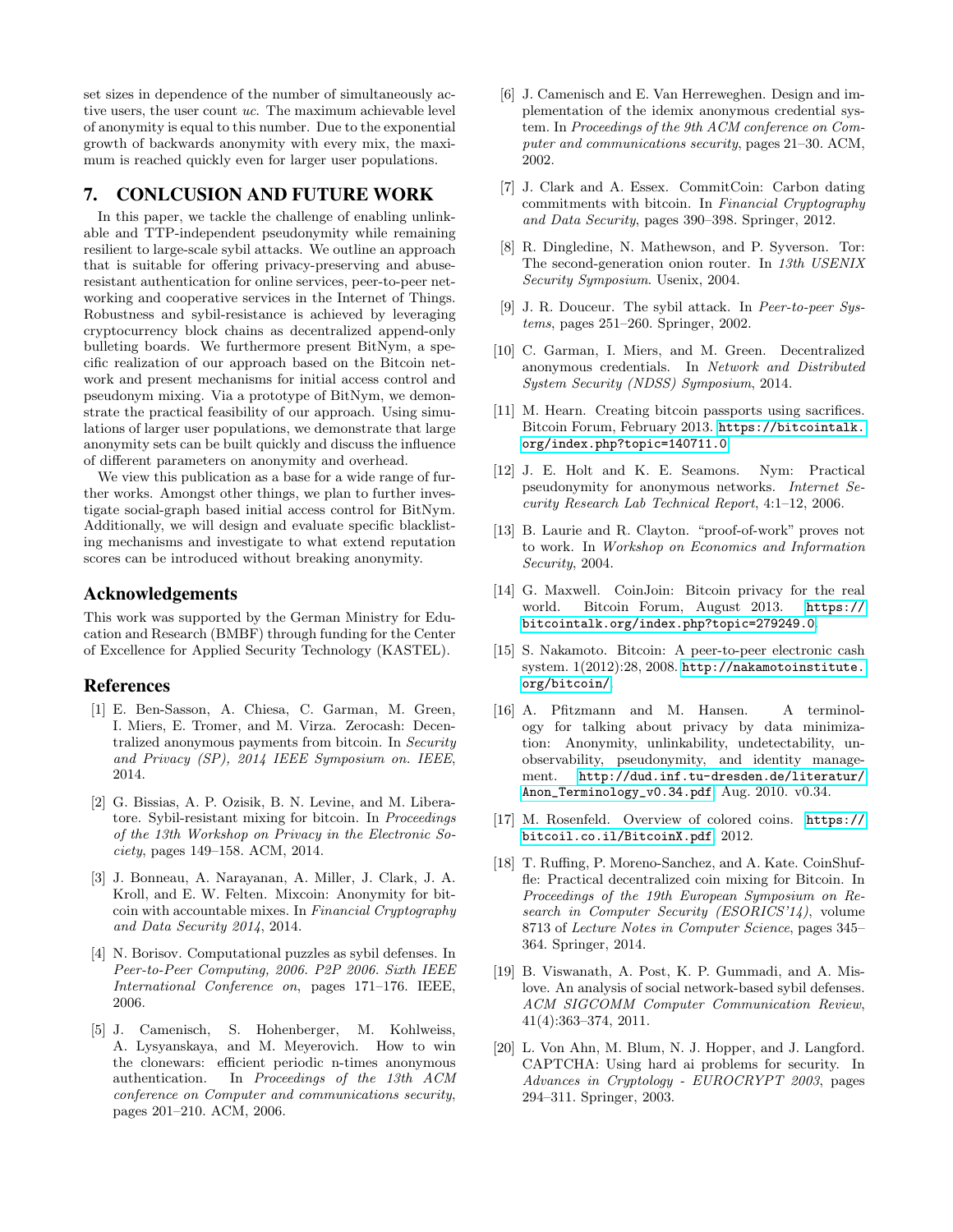set sizes in dependence of the number of simultaneously active users, the user count $uc$. The maximum achievable level of anonymity is equal to this number. Due to the exponential growth of backwards anonymity with every mix, the maximum is reached quickly even for larger user populations.

## 7. CONLCUSION AND FUTURE WORK

In this paper, we tackle the challenge of enabling unlinkable and TTP-independent pseudonymity while remaining resilient to large-scale sybil attacks. We outline an approach that is suitable for offering privacy-preserving and abuse-resistant authentication for online services, peer-to-peer networking and cooperative services in the Internet of Things. Robustness and sybil-resistance is achieved by leveraging cryptocurrency block chains as decentralized append-only bulleting boards. We furthermore present BitNym, a specific realization of our approach based on the Bitcoin network and present mechanisms for initial access control and pseudonym mixing. Via a prototype of BitNym, we demonstrate the practical feasibility of our approach. Using simulations of larger user populations, we demonstrate that large anonymity sets can be built quickly and discuss the influence of different parameters on anonymity and overhead.

We view this publication as a base for a wide range of further works. Amongst other things, we plan to further investigate social-graph based initial access control for BitNym. Additionally, we will design and evaluate specific blacklisting mechanisms and investigate to what extend reputation scores can be introduced without breaking anonymity.

## Acknowledgements

This work was supported by the German Ministry for Education and Research (BMBF) through funding for the Center of Excellence for Applied Security Technology (KASTEL).

## References

[1] E. Ben-Sasson, A. Chiesa, C. Garman, M. Green, I. Miers, E. Tromer, and M. Virza. Zerocash: Decentralized anonymous payments from bitcoin. In *Security and Privacy (SP), 2014 IEEE Symposium on*. IEEE, 2014.

[2] G. Bissias, A. P. Ozisik, B. N. Levine, and M. Liberatore. Sybil-resistant mixing for bitcoin. In *Proceedings of the 13th Workshop on Privacy in the Electronic Society*, pages 149–158. ACM, 2014.

[3] J. Bonneau, A. Narayanan, A. Miller, J. Clark, J. A. Kroll, and E. W. Felten. Mixcoin: Anonymity for bitcoin with accountable mixes. In *Financial Cryptography and Data Security 2014*, 2014.

[4] N. Borisov. Computational puzzles as sybil defenses. In *Peer-to-Peer Computing, 2006. P2P 2006. Sixth IEEE International Conference on*, pages 171–176. IEEE, 2006.

[5] J. Camenisch, S. Hohenberger, M. Kohlweiss, A. Lysyanskaya, and M. Meyerovich. How to win the clonewars: efficient periodic n-times anonymous authentication. In *Proceedings of the 13th ACM conference on Computer and communications security*, pages 201–210. ACM, 2006.

[6] J. Camenisch and E. Van Herreweghen. Design and implementation of the idemix anonymous credential system. In *Proceedings of the 9th ACM conference on Computer and communications security*, pages 21–30. ACM, 2002.

[7] J. Clark and A. Essex. CommitCoin: Carbon dating commitments with bitcoin. In *Financial Cryptography and Data Security*, pages 390–398. Springer, 2012.

[8] R. Dingledine, N. Mathewson, and P. Syverson. Tor: The second-generation onion router. In *13th USENIX Security Symposium*. Usenix, 2004.

[9] J. R. Douceur. The sybil attack. In *Peer-to-peer Systems*, pages 251–260. Springer, 2002.

[10] C. Garman, I. Miers, and M. Green. Decentralized anonymous credentials. In *Network and Distributed System Security (NDSS) Symposium*, 2014.

[11] M. Hearn. Creating bitcoin passports using sacrifices. Bitcoin Forum, February 2013. https://bitcointalk.org/index.php?topic=140711.0.

[12] J. E. Holt and K. E. Seamons. Nym: Practical pseudonymity for anonymous networks. *Internet Security Research Lab Technical Report*, 4:1–12, 2006.

[13] B. Laurie and R. Clayton. "proof-of-work" proves not to work. In *Workshop on Economics and Information Security*, 2004.

[14] G. Maxwell. CoinJoin: Bitcoin privacy for the real world. Bitcoin Forum, August 2013. https://bitcointalk.org/index.php?topic=279249.0.

[15] S. Nakamoto. Bitcoin: A peer-to-peer electronic cash system. 1(2012):28, 2008. http://nakamotoinstitute.org/bitcoin/.

[16] A. Pfitzmann and M. Hansen. A terminology for talking about privacy by data minimization: Anonymity, unlinkability, undetectability, unobservability, pseudonymity, and identity management. http://dud.inf.tu-dresden.de/literatur/Anon_Terminology_v0.34.pdf, Aug. 2010. v0.34.

[17] M. Rosenfeld. Overview of colored coins. https://bitcoil.co.il/BitcoinX.pdf, 2012.

[18] T. Ruffing, P. Moreno-Sanchez, and A. Kate. CoinShuffle: Practical decentralized coin mixing for Bitcoin. In *Proceedings of the 19th European Symposium on Research in Computer Security (ESORICS'14)*, volume 8713 of *Lecture Notes in Computer Science*, pages 345–364. Springer, 2014.

[19] B. Viswanath, A. Post, K. P. Gummadi, and A. Mislove. An analysis of social network-based sybil defenses. *ACM SIGCOMM Computer Communication Review*, 41(4):363–374, 2011.

[20] L. Von Ahn, M. Blum, N. J. Hopper, and J. Langford. CAPTCHA: Using hard ai problems for security. In *Advances in Cryptology - EUROCRYPT 2003*, pages 294–311. Springer, 2003.